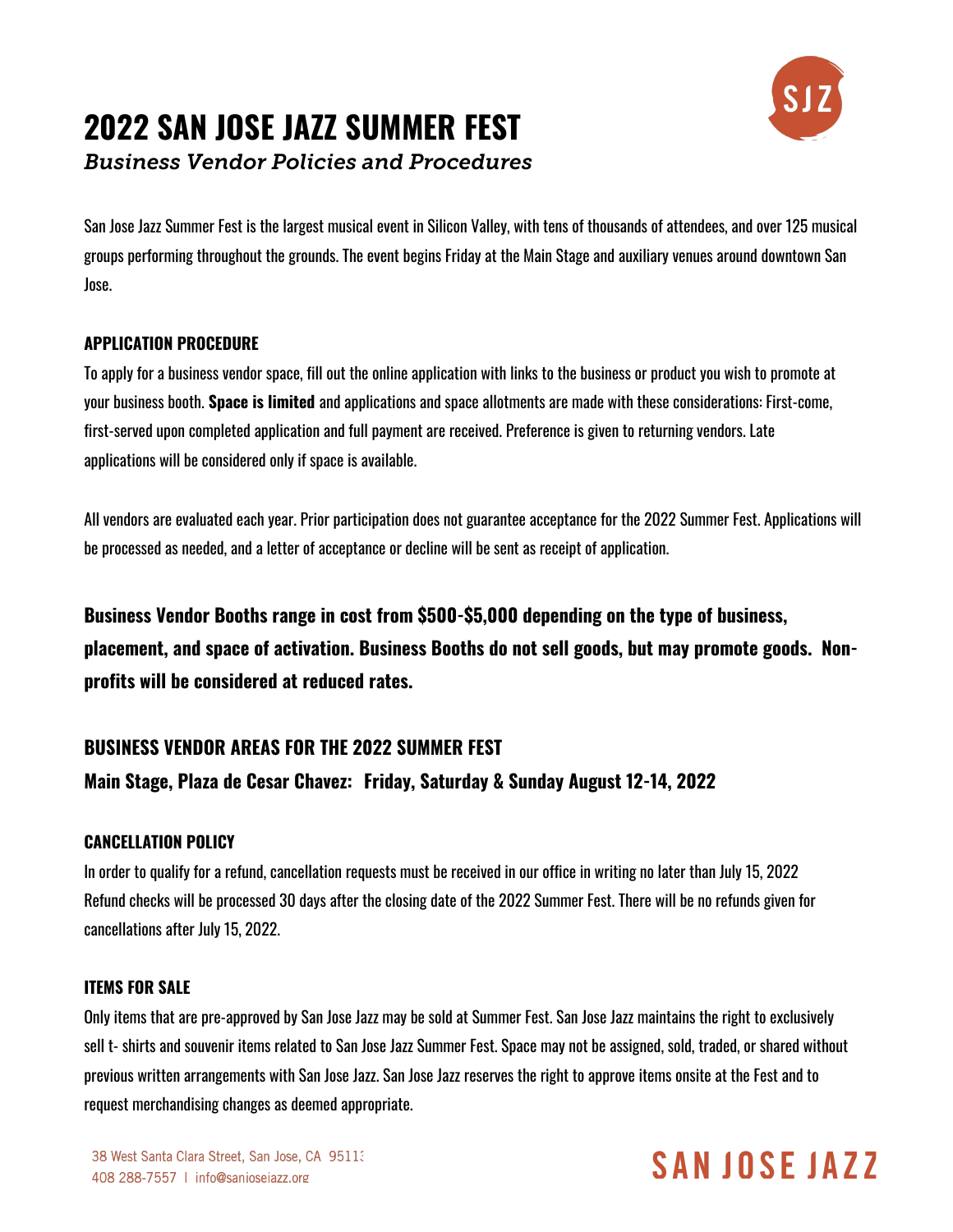# 2022 SAN JOSE JAZZ SUMMER FEST

*Business Vendor Policies and Procedures*

San Jose Jazz Summer Fest is the largest musical event in Silicon Valley, with tens of thousands of attendees, and over 125 musical groups performing throughout the grounds. The event begins Friday at the Main Stage and auxiliary venues around downtown San Jose.

### APPLICATION PROCEDURE

To apply for a business vendor space, fill out the online application with links to the business or product you wish to promote at your business booth. **Space is limited** and applications and space allotments are made with these considerations: First-come, first-served upon completed application and full payment are received. Preference is given to returning vendors. Late applications will be considered only if space is available.

All vendors are evaluated each year. Prior participation does not guarantee acceptance for the 2022 Summer Fest. Applications will be processed as needed, and a letter of acceptance or decline will be sent as receipt of application.

**Business Vendor Booths range in cost from $500-$5,000 depending on the type of business, placement, and space of activation. Business Booths do not sell goods, but may promote goods. Non-profits will be considered at reduced rates.**

## BUSINESS VENDOR AREAS FOR THE 2022 SUMMER FEST

**Main Stage, Plaza de Cesar Chavez: Friday, Saturday & Sunday August 12-14, 2022**

### CANCELLATION POLICY

In order to qualify for a refund, cancellation requests must be received in our office in writing no later than July 15, 2022 Refund checks will be processed 30 days after the closing date of the 2022 Summer Fest. There will be no refunds given for cancellations after July 15, 2022.

### ITEMS FOR SALE

Only items that are pre-approved by San Jose Jazz may be sold at Summer Fest. San Jose Jazz maintains the right to exclusively sell t- shirts and souvenir items related to San Jose Jazz Summer Fest. Space may not be assigned, sold, traded, or shared without previous written arrangements with San Jose Jazz. San Jose Jazz reserves the right to approve items onsite at the Fest and to request merchandising changes as deemed appropriate.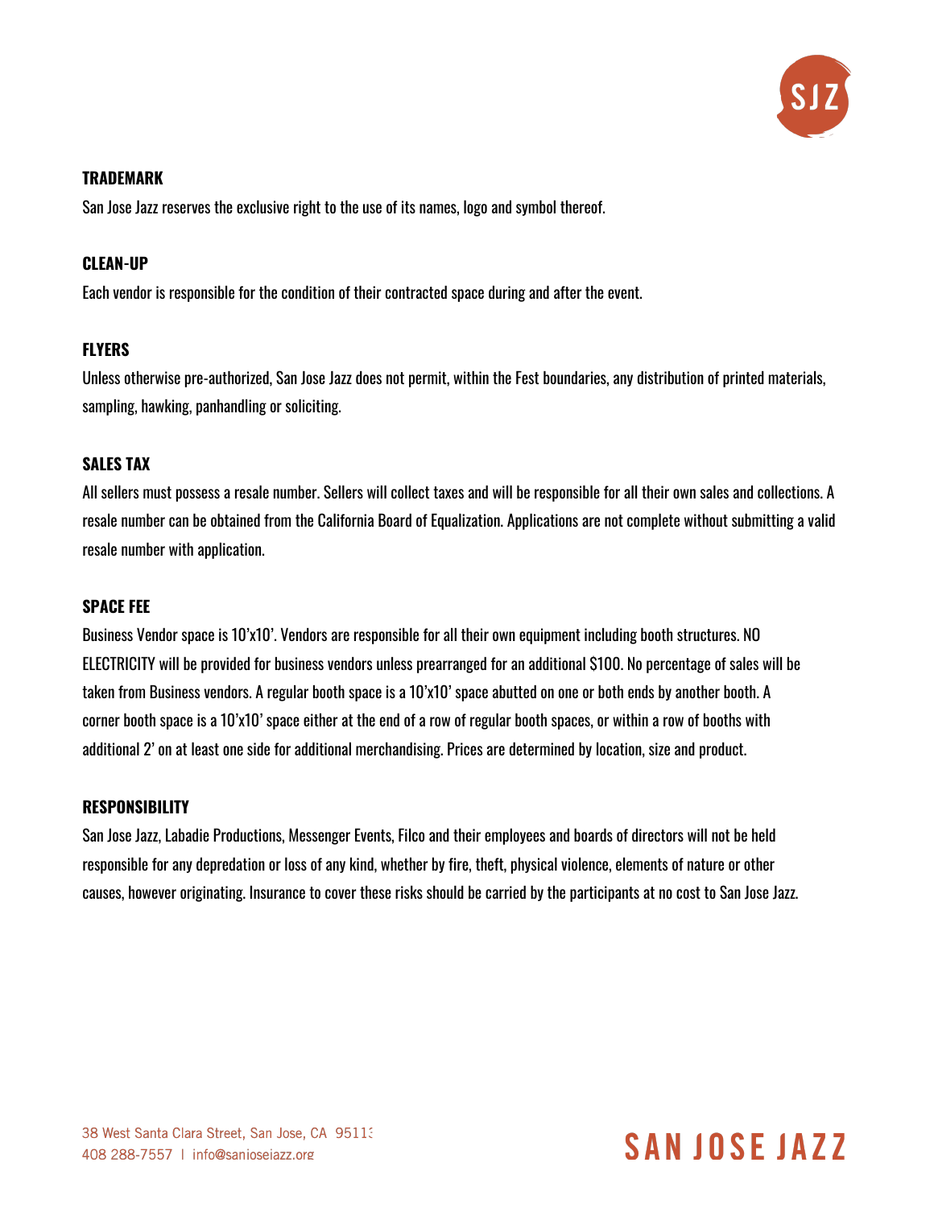## TRADEMARK

San Jose Jazz reserves the exclusive right to the use of its names, logo and symbol thereof.

## CLEAN-UP

Each vendor is responsible for the condition of their contracted space during and after the event.

## FLYERS

Unless otherwise pre-authorized, San Jose Jazz does not permit, within the Fest boundaries, any distribution of printed materials, sampling, hawking, panhandling or soliciting.

## SALES TAX

All sellers must possess a resale number. Sellers will collect taxes and will be responsible for all their own sales and collections. A resale number can be obtained from the California Board of Equalization. Applications are not complete without submitting a valid resale number with application.

## SPACE FEE

Business Vendor space is 10'x10'. Vendors are responsible for all their own equipment including booth structures. NO ELECTRICITY will be provided for business vendors unless prearranged for an additional $100. No percentage of sales will be taken from Business vendors. A regular booth space is a 10'x10' space abutted on one or both ends by another booth. A corner booth space is a 10'x10' space either at the end of a row of regular booth spaces, or within a row of booths with additional 2' on at least one side for additional merchandising. Prices are determined by location, size and product.

## RESPONSIBILITY

San Jose Jazz, Labadie Productions, Messenger Events, Filco and their employees and boards of directors will not be held responsible for any depredation or loss of any kind, whether by fire, theft, physical violence, elements of nature or other causes, however originating. Insurance to cover these risks should be carried by the participants at no cost to San Jose Jazz.